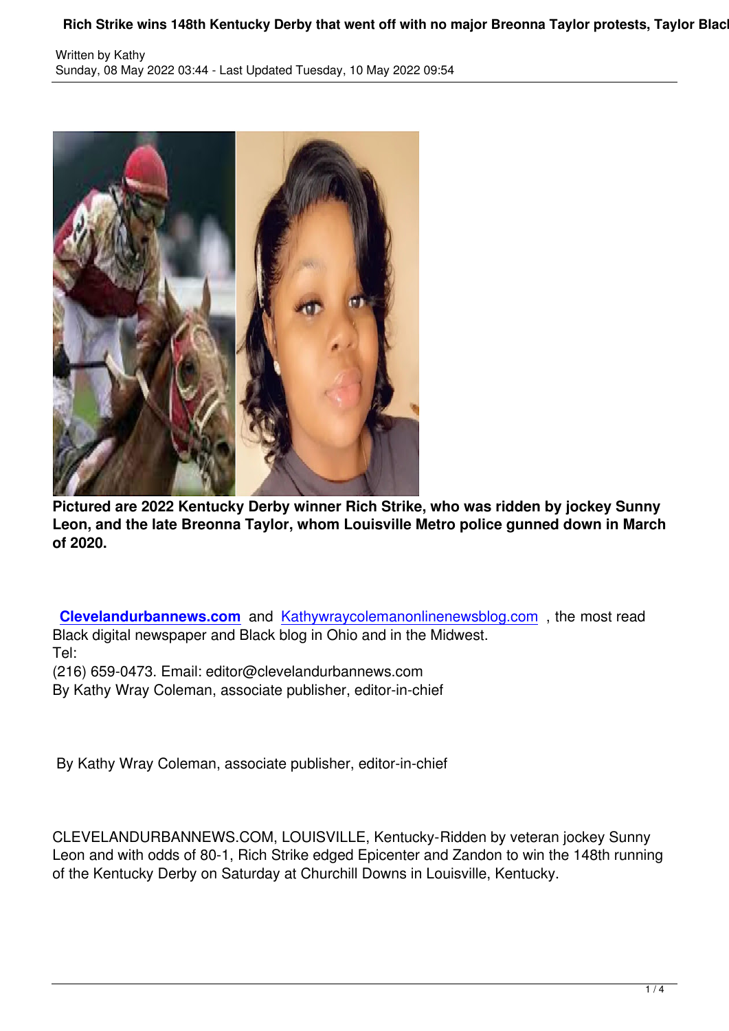Written by Kathy
Sunday, 08 May 2022 03:44 - Last Updated Tuesday, 10 May 2022 09:54

**Pictured are 2022 Kentucky Derby winner Rich Strike, who was ridden by jockey Sunny Leon, and the late Breonna Taylor, whom Louisville Metro police gunned down in March of 2020.**

**Clevelandurbannews.com** and Kathywraycolemanonlinenewsblog.com , the most read Black digital newspaper and Black blog in Ohio and in the Midwest.
Tel:
(216) 659-0473. Email: editor@clevelandurbannews.com
By Kathy Wray Coleman, associate publisher, editor-in-chief

By Kathy Wray Coleman, associate publisher, editor-in-chief

CLEVELANDURBANNEWS.COM, LOUISVILLE, Kentucky-Ridden by veteran jockey Sunny Leon and with odds of 80-1, Rich Strike edged Epicenter and Zandon to win the 148th running of the Kentucky Derby on Saturday at Churchill Downs in Louisville, Kentucky.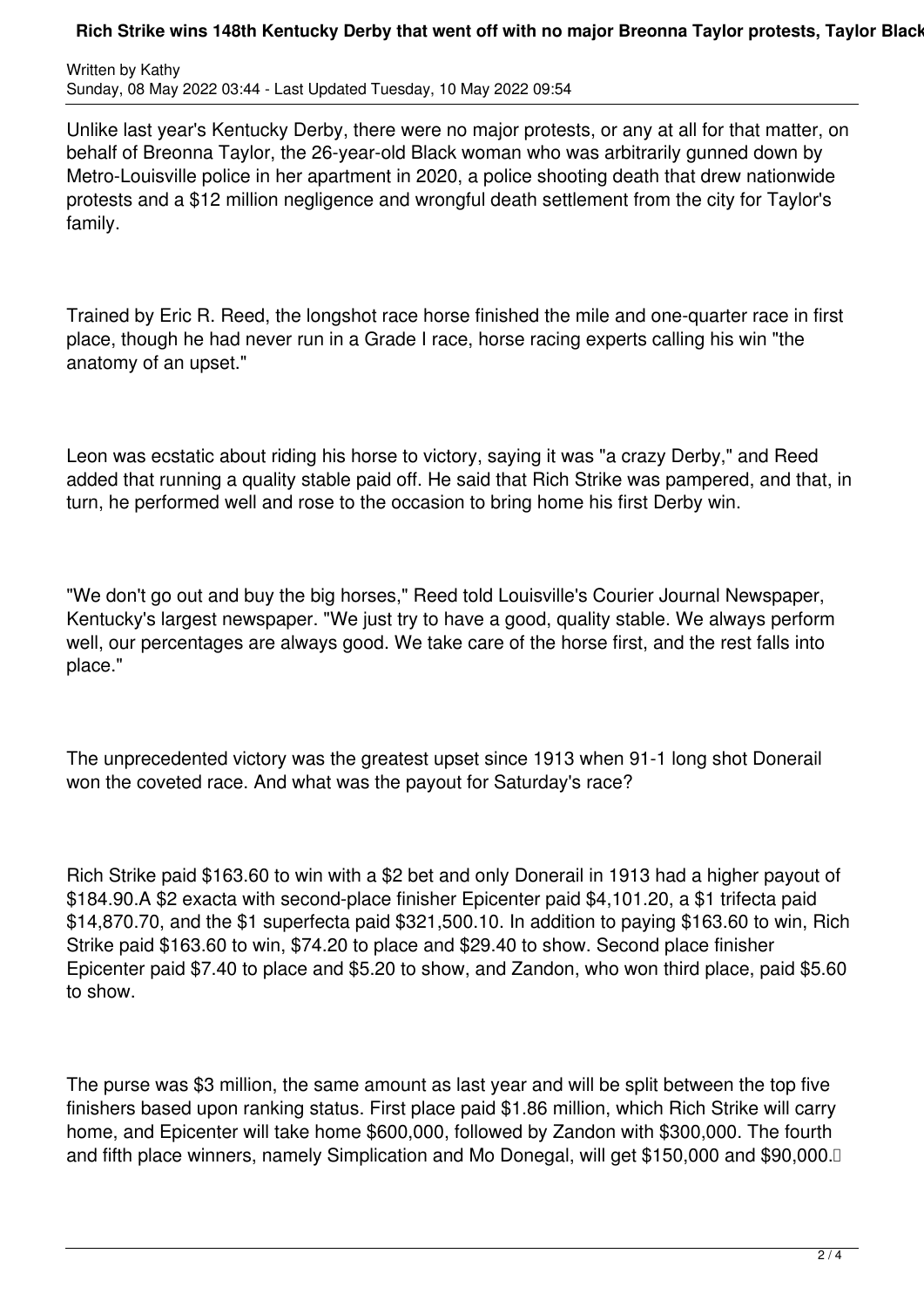Unlike last year's Kentucky Derby, there were no major protests, or any at all for that matter, on behalf of Breonna Taylor, the 26-year-old Black woman who was arbitrarily gunned down by Metro-Louisville police in her apartment in 2020, a police shooting death that drew nationwide protests and a $12 million negligence and wrongful death settlement from the city for Taylor's family.

Trained by Eric R. Reed, the longshot race horse finished the mile and one-quarter race in first place, though he had never run in a Grade I race, horse racing experts calling his win "the anatomy of an upset."

Leon was ecstatic about riding his horse to victory, saying it was "a crazy Derby," and Reed added that running a quality stable paid off. He said that Rich Strike was pampered, and that, in turn, he performed well and rose to the occasion to bring home his first Derby win.

"We don't go out and buy the big horses," Reed told Louisville's Courier Journal Newspaper, Kentucky's largest newspaper. "We just try to have a good, quality stable. We always perform well, our percentages are always good. We take care of the horse first, and the rest falls into place."

The unprecedented victory was the greatest upset since 1913 when 91-1 long shot Donerail won the coveted race. And what was the payout for Saturday's race?

Rich Strike paid $163.60 to win with a $2 bet and only Donerail in 1913 had a higher payout of $184.90.A $2 exacta with second-place finisher Epicenter paid $4,101.20, a $1 trifecta paid $14,870.70, and the $1 superfecta paid $321,500.10. In addition to paying $163.60 to win, Rich Strike paid $163.60 to win, $74.20 to place and $29.40 to show. Second place finisher Epicenter paid $7.40 to place and $5.20 to show, and Zandon, who won third place, paid $5.60 to show.

The purse was $3 million, the same amount as last year and will be split between the top five finishers based upon ranking status. First place paid $1.86 million, which Rich Strike will carry home, and Epicenter will take home $600,000, followed by Zandon with $300,000. The fourth and fifth place winners, namely Simplication and Mo Donegal, will get $150,000 and $90,000.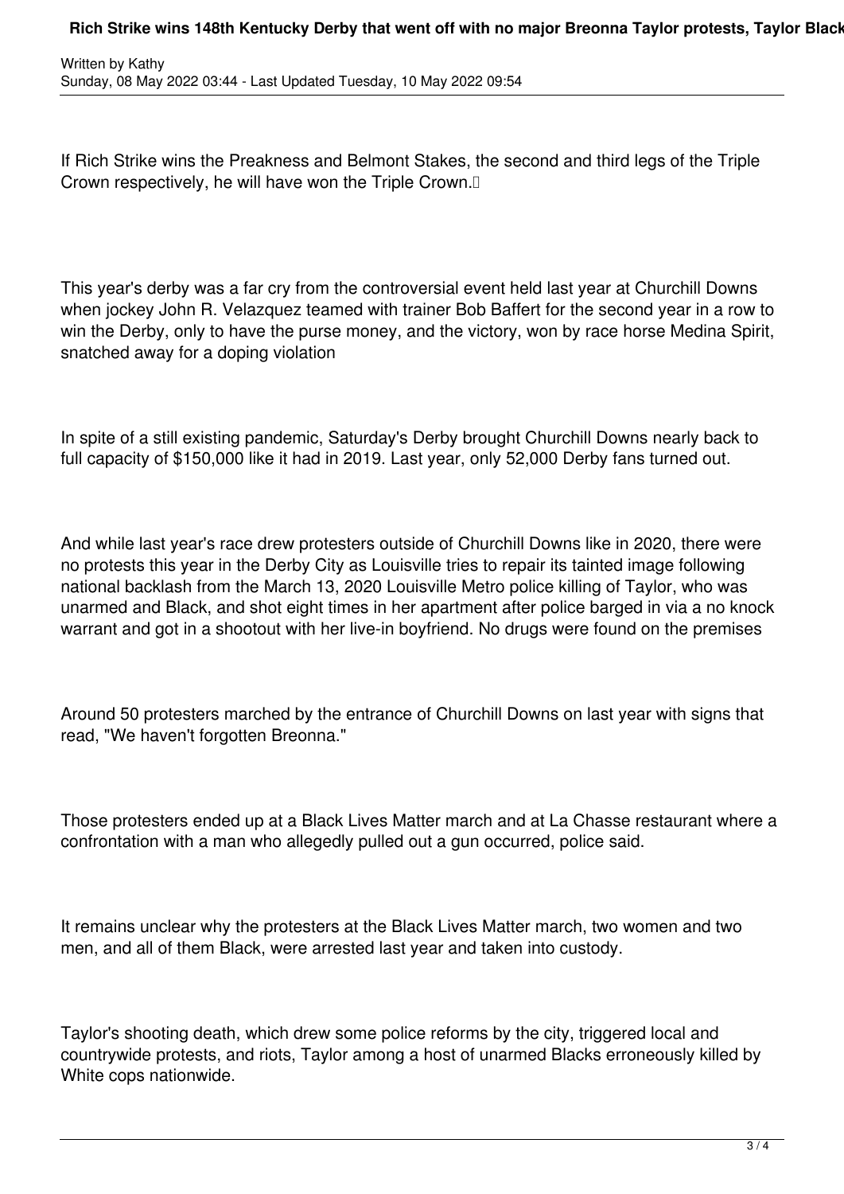If Rich Strike wins the Preakness and Belmont Stakes, the second and third legs of the Triple Crown respectively, he will have won the Triple Crown.

This year's derby was a far cry from the controversial event held last year at Churchill Downs when jockey John R. Velazquez teamed with trainer Bob Baffert for the second year in a row to win the Derby, only to have the purse money, and the victory, won by race horse Medina Spirit, snatched away for a doping violation

In spite of a still existing pandemic, Saturday's Derby brought Churchill Downs nearly back to full capacity of $150,000 like it had in 2019. Last year, only 52,000 Derby fans turned out.

And while last year's race drew protesters outside of Churchill Downs like in 2020, there were no protests this year in the Derby City as Louisville tries to repair its tainted image following national backlash from the March 13, 2020 Louisville Metro police killing of Taylor, who was unarmed and Black, and shot eight times in her apartment after police barged in via a no knock warrant and got in a shootout with her live-in boyfriend. No drugs were found on the premises

Around 50 protesters marched by the entrance of Churchill Downs on last year with signs that read, "We haven't forgotten Breonna."

Those protesters ended up at a Black Lives Matter march and at La Chasse restaurant where a confrontation with a man who allegedly pulled out a gun occurred, police said.

It remains unclear why the protesters at the Black Lives Matter march, two women and two men, and all of them Black, were arrested last year and taken into custody.

Taylor's shooting death, which drew some police reforms by the city, triggered local and countrywide protests, and riots, Taylor among a host of unarmed Blacks erroneously killed by White cops nationwide.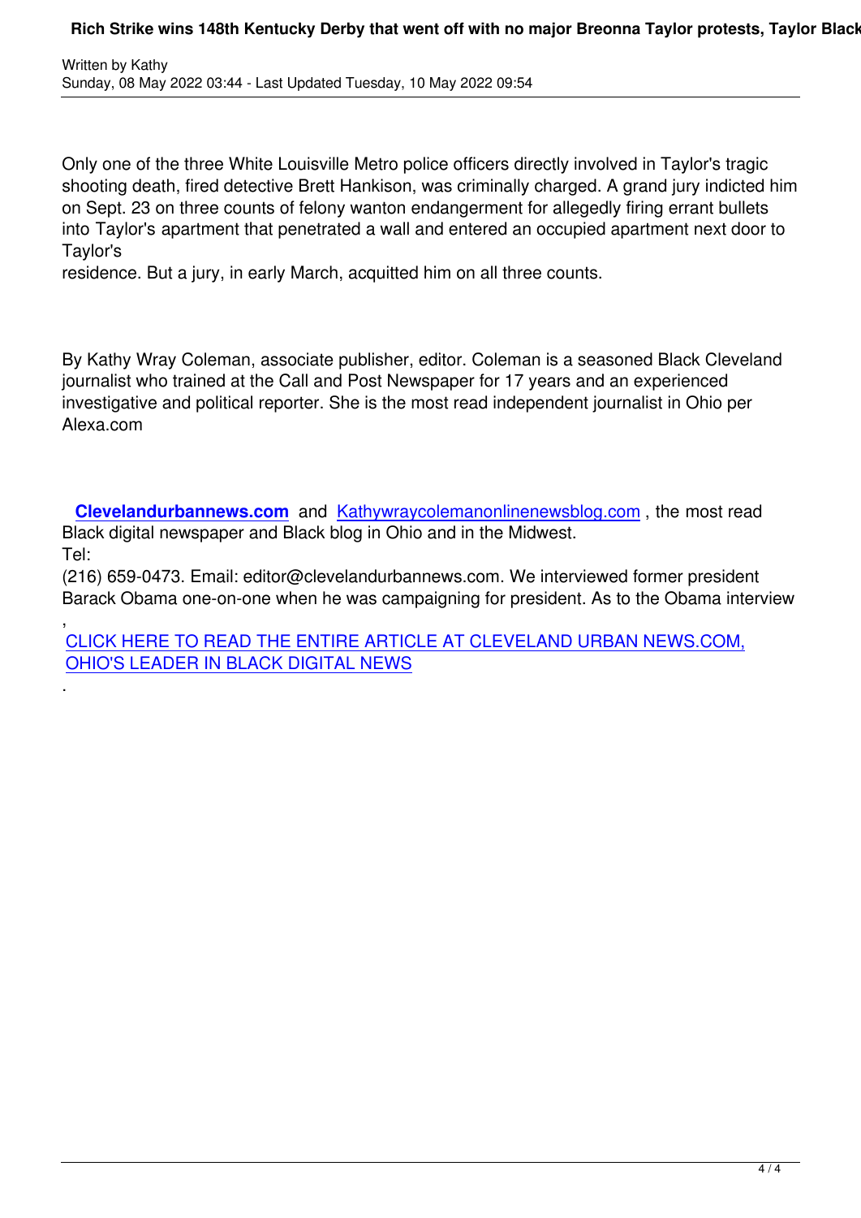Only one of the three White Louisville Metro police officers directly involved in Taylor's tragic shooting death, fired detective Brett Hankison, was criminally charged. A grand jury indicted him on Sept. 23 on three counts of felony wanton endangerment for allegedly firing errant bullets into Taylor's apartment that penetrated a wall and entered an occupied apartment next door to Taylor's residence. But a jury, in early March, acquitted him on all three counts.

By Kathy Wray Coleman, associate publisher, editor. Coleman is a seasoned Black Cleveland journalist who trained at the Call and Post Newspaper for 17 years and an experienced investigative and political reporter. She is the most read independent journalist in Ohio per Alexa.com

**Clevelandurbannews.com** and Kathywraycolemanonlinenewsblog.com , the most read Black digital newspaper and Black blog in Ohio and in the Midwest.
Tel:
(216) 659-0473. Email: editor@clevelandurbannews.com. We interviewed former president Barack Obama one-on-one when he was campaigning for president. As to the Obama interview
,
CLICK HERE TO READ THE ENTIRE ARTICLE AT CLEVELAND URBAN NEWS.COM, OHIO'S LEADER IN BLACK DIGITAL NEWS
.